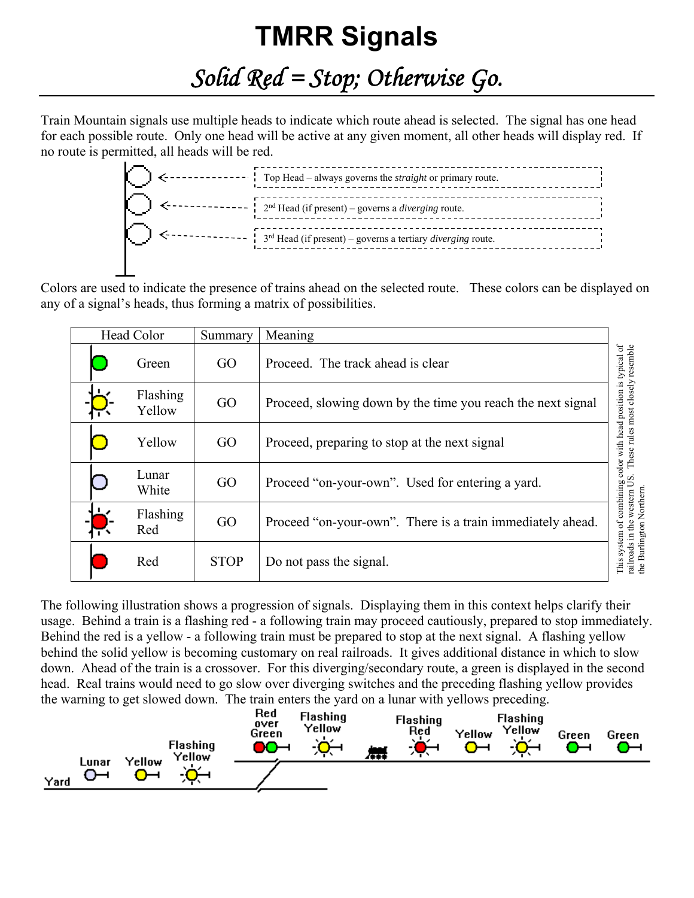# TMRR Signals

## *Solid Red = Stop; Otherwise Go.*

Train Mountain signals use multiple heads to indicate which route ahead is selected. The signal has one head for each possible route. Only one head will be active at any given moment, all other heads will display red. If no route is permitted, all heads will be red.

- Top Head – always governs the *straight* or primary route.
- 2nd Head (if present) – governs a *diverging* route.
- 3rd Head (if present) – governs a tertiary *diverging* route.

Colors are used to indicate the presence of trains ahead on the selected route. These colors can be displayed on any of a signal's heads, thus forming a matrix of possibilities.

| Head Color | Summary | Meaning |
|---|---|---|
| Green | GO | Proceed. The track ahead is clear |
| Flashing Yellow | GO | Proceed, slowing down by the time you reach the next signal |
| Yellow | GO | Proceed, preparing to stop at the next signal |
| Lunar White | GO | Proceed "on-your-own". Used for entering a yard. |
| Flashing Red | GO | Proceed "on-your-own". There is a train immediately ahead. |
| Red | STOP | Do not pass the signal. |

This system of combining color with head position is typical of railroads in the western US. These rules most closely resemble the Burlington Northern.

The following illustration shows a progression of signals. Displaying them in this context helps clarify their usage. Behind a train is a flashing red - a following train may proceed cautiously, prepared to stop immediately. Behind the red is a yellow - a following train must be prepared to stop at the next signal. A flashing yellow behind the solid yellow is becoming customary on real railroads. It gives additional distance in which to slow down. Ahead of the train is a crossover. For this diverging/secondary route, a green is displayed in the second head. Real trains would need to go slow over diverging switches and the preceding flashing yellow provides the warning to get slowed down. The train enters the yard on a lunar with yellows preceding.

Yard — Lunar — Yellow — Flashing Yellow — Red over Green — Flashing Yellow — [train] — Flashing Red — Yellow — Flashing Yellow — Green — Green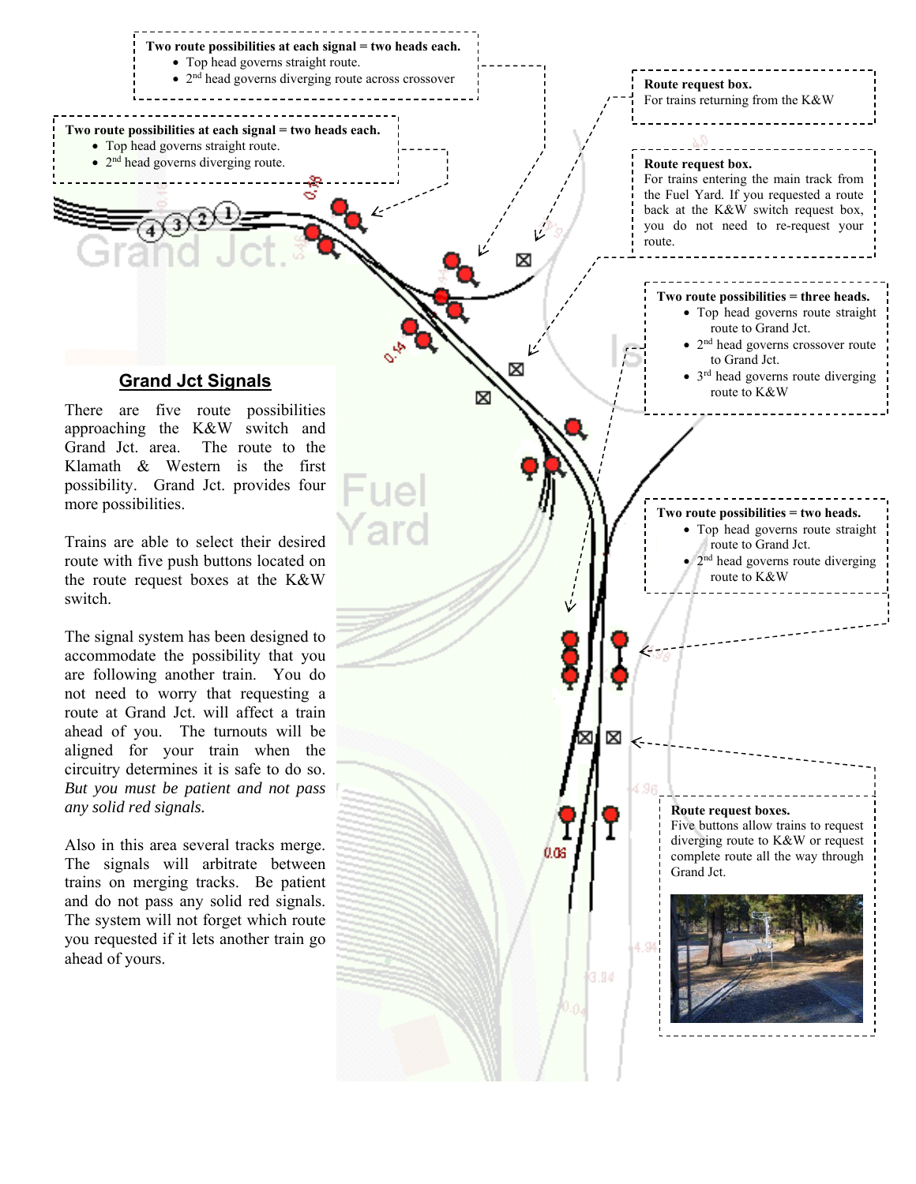## Grand Jct Signals

There are five route possibilities approaching the K&W switch and Grand Jct. area. The route to the Klamath & Western is the first possibility. Grand Jct. provides four more possibilities.

Trains are able to select their desired route with five push buttons located on the route request boxes at the K&W switch.

The signal system has been designed to accommodate the possibility that you are following another train. You do not need to worry that requesting a route at Grand Jct. will affect a train ahead of you. The turnouts will be aligned for your train when the circuitry determines it is safe to do so. *But you must be patient and not pass any solid red signals.*

Also in this area several tracks merge. The signals will arbitrate between trains on merging tracks. Be patient and do not pass any solid red signals. The system will not forget which route you requested if it lets another train go ahead of yours.

**Two route possibilities at each signal = two heads each.**

- Top head governs straight route.
- 2nd head governs diverging route across crossover

**Two route possibilities at each signal = two heads each.**

- Top head governs straight route.
- 2nd head governs diverging route.

**Route request box.**
For trains returning from the K&W

**Route request box.**
For trains entering the main track from the Fuel Yard. If you requested a route back at the K&W switch request box, you do not need to re-request your route.

**Two route possibilities = three heads.**

- Top head governs route straight route to Grand Jct.
- 2nd head governs crossover route to Grand Jct.
- 3rd head governs route diverging route to K&W

**Two route possibilities = two heads.**

- Top head governs route straight route to Grand Jct.
- 2nd head governs route diverging route to K&W

**Route request boxes.**
Five buttons allow trains to request diverging route to K&W or request complete route all the way through Grand Jct.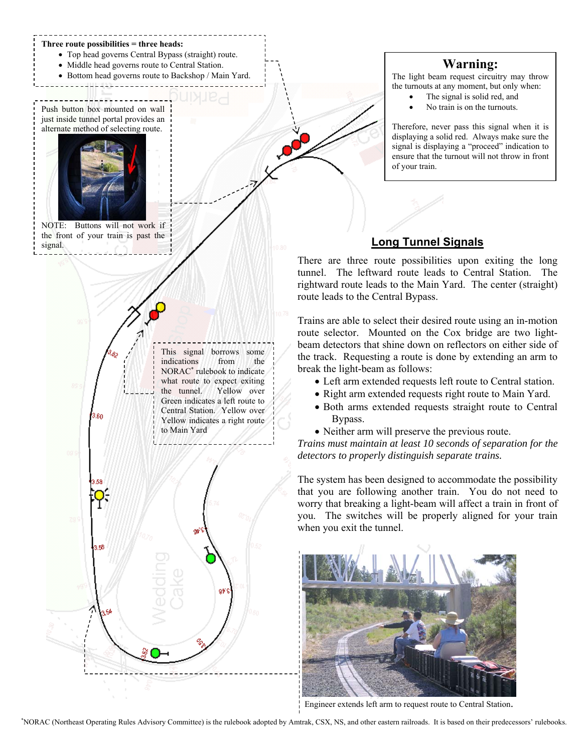**Three route possibilities = three heads:**

- Top head governs Central Bypass (straight) route.
- Middle head governs route to Central Station.
- Bottom head governs route to Backshop / Main Yard.

Push button box mounted on wall just inside tunnel portal provides an alternate method of selecting route.

NOTE: Buttons will not work if the front of your train is past the signal.

This signal borrows some indications from the NORAC* rulebook to indicate what route to expect exiting the tunnel. Yellow over Green indicates a left route to Central Station. Yellow over Yellow indicates a right route to Main Yard

## Warning:

The light beam request circuitry may throw the turnouts at any moment, but only when:

- The signal is solid red, and
- No train is on the turnouts.

Therefore, never pass this signal when it is displaying a solid red. Always make sure the signal is displaying a "proceed" indication to ensure that the turnout will not throw in front of your train.

## Long Tunnel Signals

There are three route possibilities upon exiting the long tunnel. The leftward route leads to Central Station. The rightward route leads to the Main Yard. The center (straight) route leads to the Central Bypass.

Trains are able to select their desired route using an in-motion route selector. Mounted on the Cox bridge are two light-beam detectors that shine down on reflectors on either side of the track. Requesting a route is done by extending an arm to break the light-beam as follows:

- Left arm extended requests left route to Central station.
- Right arm extended requests right route to Main Yard.
- Both arms extended requests straight route to Central Bypass.
- Neither arm will preserve the previous route.

*Trains must maintain at least 10 seconds of separation for the detectors to properly distinguish separate trains.*

The system has been designed to accommodate the possibility that you are following another train. You do not need to worry that breaking a light-beam will affect a train in front of you. The switches will be properly aligned for your train when you exit the tunnel.

Engineer extends left arm to request route to Central Station.

*NORAC (Northeast Operating Rules Advisory Committee) is the rulebook adopted by Amtrak, CSX, NS, and other eastern railroads. It is based on their predecessors' rulebooks.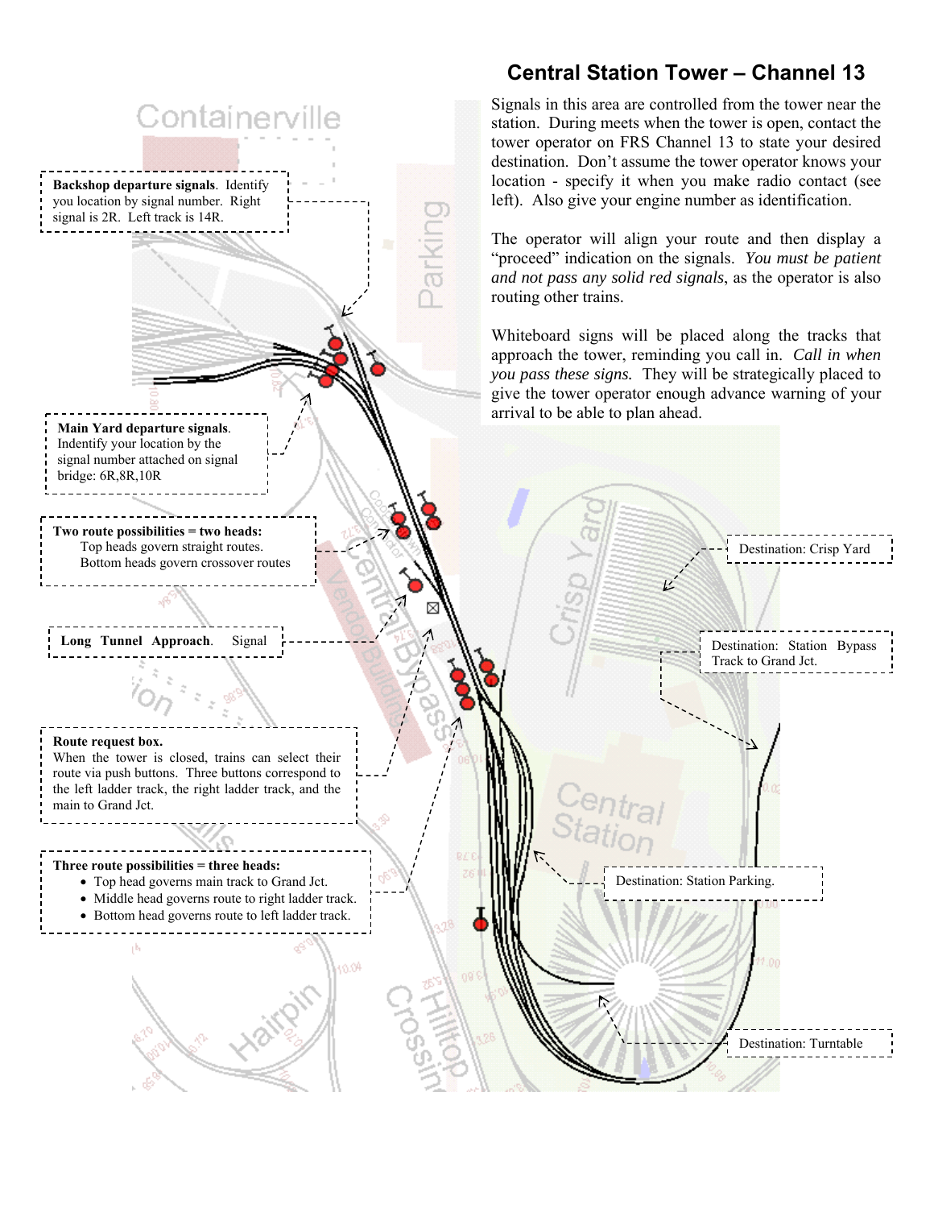# Central Station Tower – Channel 13

Signals in this area are controlled from the tower near the station. During meets when the tower is open, contact the tower operator on FRS Channel 13 to state your desired destination. Don't assume the tower operator knows your location - specify it when you make radio contact (see left). Also give your engine number as identification.

The operator will align your route and then display a "proceed" indication on the signals. *You must be patient and not pass any solid red signals*, as the operator is also routing other trains.

Whiteboard signs will be placed along the tracks that approach the tower, reminding you call in. *Call in when you pass these signs.* They will be strategically placed to give the tower operator enough advance warning of your arrival to be able to plan ahead.

**Backshop departure signals**. Identify you location by signal number. Right signal is 2R. Left track is 14R.

**Main Yard departure signals**. Indentify your location by the signal number attached on signal bridge: 6R,8R,10R

**Two route possibilities = two heads:**
Top heads govern straight routes.
Bottom heads govern crossover routes

**Long Tunnel Approach**. Signal

**Route request box.**
When the tower is closed, trains can select their route via push buttons. Three buttons correspond to the left ladder track, the right ladder track, and the main to Grand Jct.

**Three route possibilities = three heads:**

- Top head governs main track to Grand Jct.
- Middle head governs route to right ladder track.
- Bottom head governs route to left ladder track.

Destination: Crisp Yard

Destination: Station Bypass Track to Grand Jct.

Destination: Station Parking.

Destination: Turntable

Containerville

Parking

Crisp Yard

Central Station

Central Bypass

Vendor Building

Hairpin

Hilltop Crossing